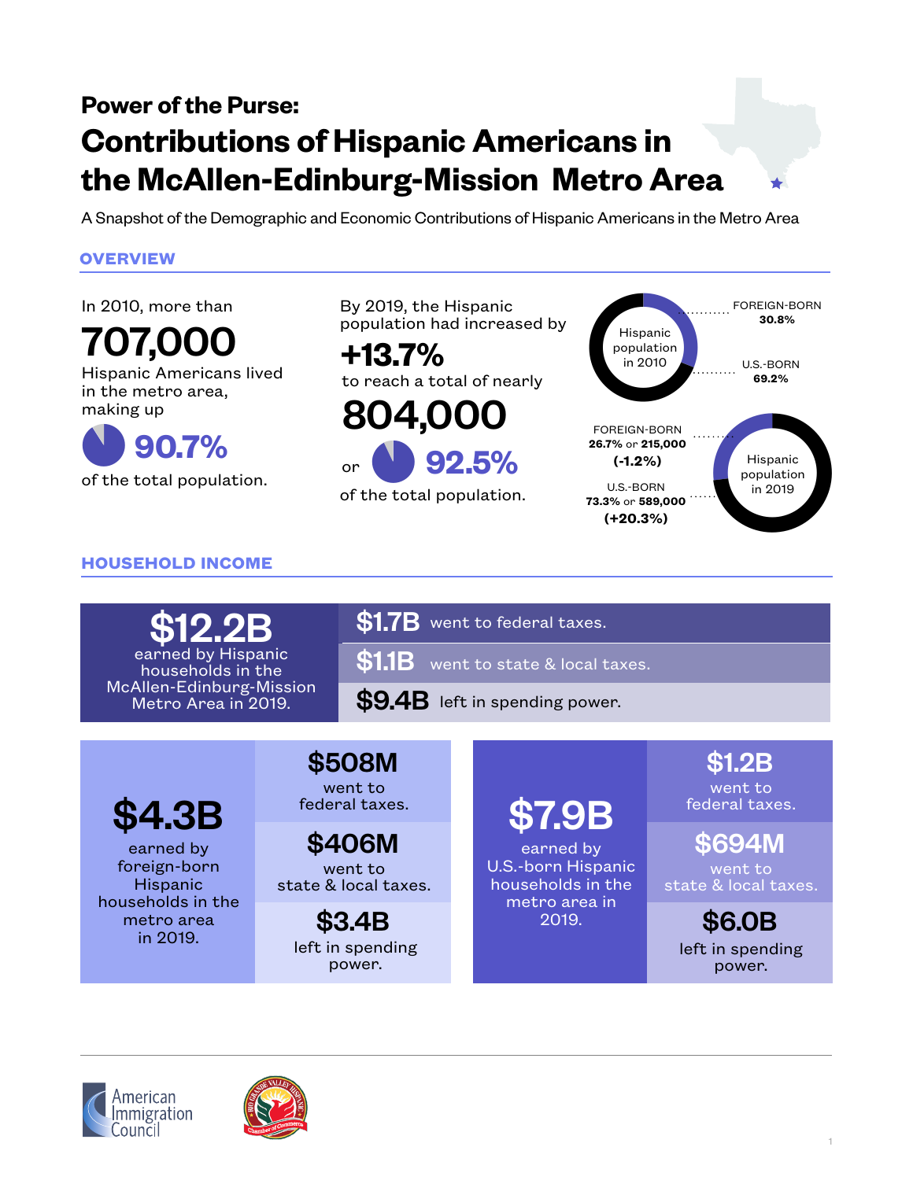# Power of the Purse: Contributions of Hispanic Americans in the McAllen-Edinburg-Mission Metro Area

A Snapshot of the Demographic and Economic Contributions of Hispanic Americans in the Metro Area

## OVERVIEW

In 2010, more than

**707,000**

Hispanic Americans lived in the metro area, making up

**90.7%**

of the total population.

By 2019, the Hispanic population had increased by

**+13.7%**

to reach a total of nearly

**804,000**

or **92.5%**

of the total population.

Hispanic population in 2010

- FOREIGN-BORN **30.8%**
- U.S.-BORN **69.2%**

Hispanic population in 2019

- FOREIGN-BORN **26.7%** or **215,000** **(-1.2%)**
- U.S.-BORN **73.3%** or **589,000** **(+20.3%)**

## HOUSEHOLD INCOME

**$12.2B** earned by Hispanic households in the McAllen-Edinburg-Mission Metro Area in 2019.

- **$1.7B** went to federal taxes.
- **$1.1B** went to state & local taxes.
- **$9.4B** left in spending power.

**$4.3B** earned by foreign-born Hispanic households in the metro area in 2019.

- **$508M** went to federal taxes.
- **$406M** went to state & local taxes.
- **$3.4B** left in spending power.

**$7.9B** earned by U.S.-born Hispanic households in the metro area in 2019.

- **$1.2B** went to federal taxes.
- **$694M** went to state & local taxes.
- **$6.0B** left in spending power.

American Immigration Council

Rio Grande Valley Hispanic Chamber of Commerce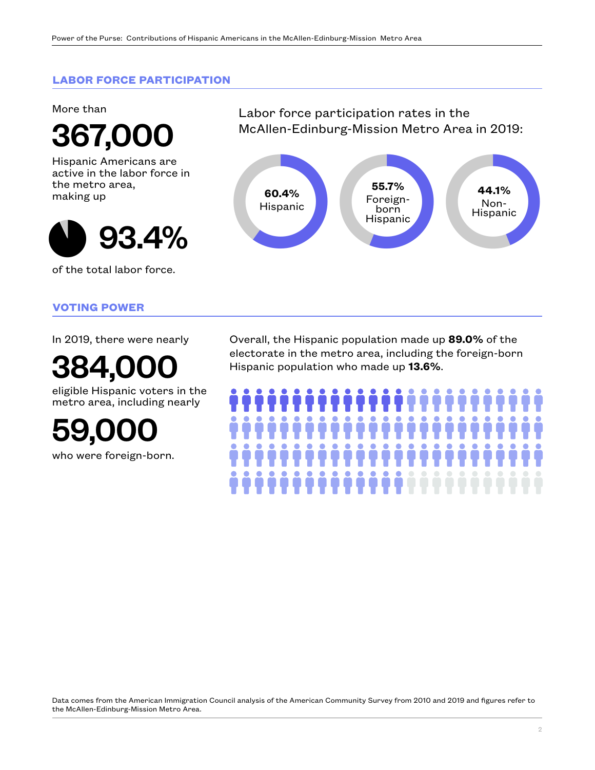## LABOR FORCE PARTICIPATION

More than

**367,000**

Hispanic Americans are active in the labor force in the metro area, making up

**93.4%**

of the total labor force.

Labor force participation rates in the McAllen-Edinburg-Mission Metro Area in 2019:

**60.4%** Hispanic

**55.7%** Foreign-born Hispanic

**44.1%** Non-Hispanic

## VOTING POWER

In 2019, there were nearly

**384,000**

eligible Hispanic voters in the metro area, including nearly

**59,000**

who were foreign-born.

Overall, the Hispanic population made up **89.0%** of the electorate in the metro area, including the foreign-born Hispanic population who made up **13.6%**.

Data comes from the American Immigration Council analysis of the American Community Survey from 2010 and 2019 and figures refer to the McAllen-Edinburg-Mission Metro Area.